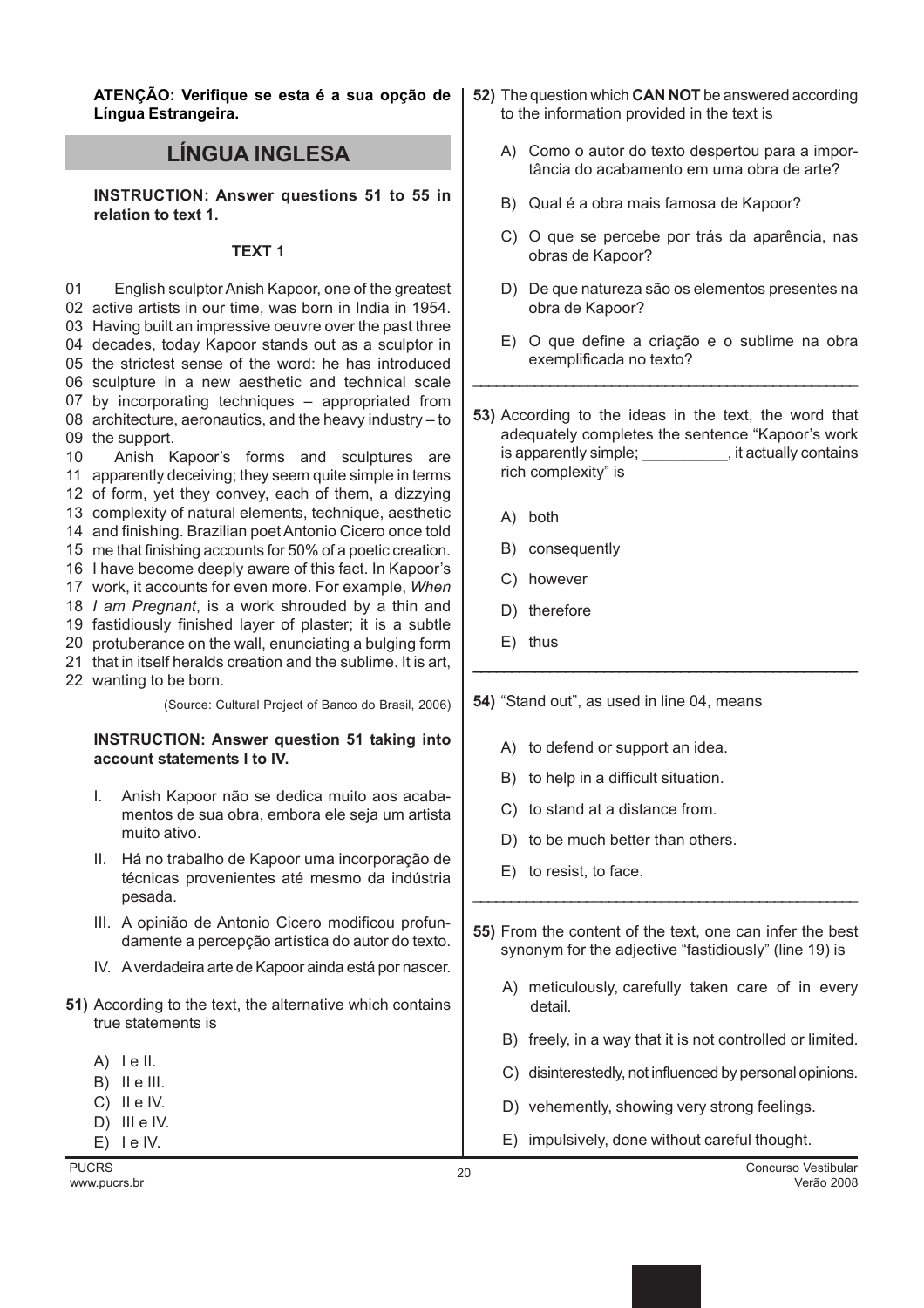**ATENÇÃO: Verifique se esta é a sua opção de Língua Estrangeira.**

## LÍNGUA INGLESA

**INSTRUCTION: Answer questions 51 to 55 in relation to text 1.**

### TEXT 1

01 English sculptor Anish Kapoor, one of the greatest
02 active artists in our time, was born in India in 1954.
03 Having built an impressive oeuvre over the past three
04 decades, today Kapoor stands out as a sculptor in
05 the strictest sense of the word: he has introduced
06 sculpture in a new aesthetic and technical scale
07 by incorporating techniques – appropriated from
08 architecture, aeronautics, and the heavy industry – to
09 the support.
10 Anish Kapoor's forms and sculptures are
11 apparently deceiving; they seem quite simple in terms
12 of form, yet they convey, each of them, a dizzying
13 complexity of natural elements, technique, aesthetic
14 and finishing. Brazilian poet Antonio Cicero once told
15 me that finishing accounts for 50% of a poetic creation.
16 I have become deeply aware of this fact. In Kapoor's
17 work, it accounts for even more. For example, *When*
18 *I am Pregnant*, is a work shrouded by a thin and
19 fastidiously finished layer of plaster; it is a subtle
20 protuberance on the wall, enunciating a bulging form
21 that in itself heralds creation and the sublime. It is art,
22 wanting to be born.

(Source: Cultural Project of Banco do Brasil, 2006)

**INSTRUCTION: Answer question 51 taking into account statements I to IV.**

I. Anish Kapoor não se dedica muito aos acabamentos de sua obra, embora ele seja um artista muito ativo.

II. Há no trabalho de Kapoor uma incorporação de técnicas provenientes até mesmo da indústria pesada.

III. A opinião de Antonio Cicero modificou profundamente a percepção artística do autor do texto.

IV. A verdadeira arte de Kapoor ainda está por nascer.

**51)** According to the text, the alternative which contains true statements is

A) I e II.
B) II e III.
C) II e IV.
D) III e IV.
E) I e IV.

**52)** The question which **CAN NOT** be answered according to the information provided in the text is

A) Como o autor do texto despertou para a importância do acabamento em uma obra de arte?

B) Qual é a obra mais famosa de Kapoor?

C) O que se percebe por trás da aparência, nas obras de Kapoor?

D) De que natureza são os elementos presentes na obra de Kapoor?

E) O que define a criação e o sublime na obra exemplificada no texto?

**53)** According to the ideas in the text, the word that adequately completes the sentence "Kapoor's work is apparently simple; __________, it actually contains rich complexity" is

A) both
B) consequently
C) however
D) therefore
E) thus

**54)** "Stand out", as used in line 04, means

A) to defend or support an idea.
B) to help in a difficult situation.
C) to stand at a distance from.
D) to be much better than others.
E) to resist, to face.

**55)** From the content of the text, one can infer the best synonym for the adjective "fastidiously" (line 19) is

A) meticulously, carefully taken care of in every detail.
B) freely, in a way that it is not controlled or limited.
C) disinterestedly, not influenced by personal opinions.
D) vehemently, showing very strong feelings.
E) impulsively, done without careful thought.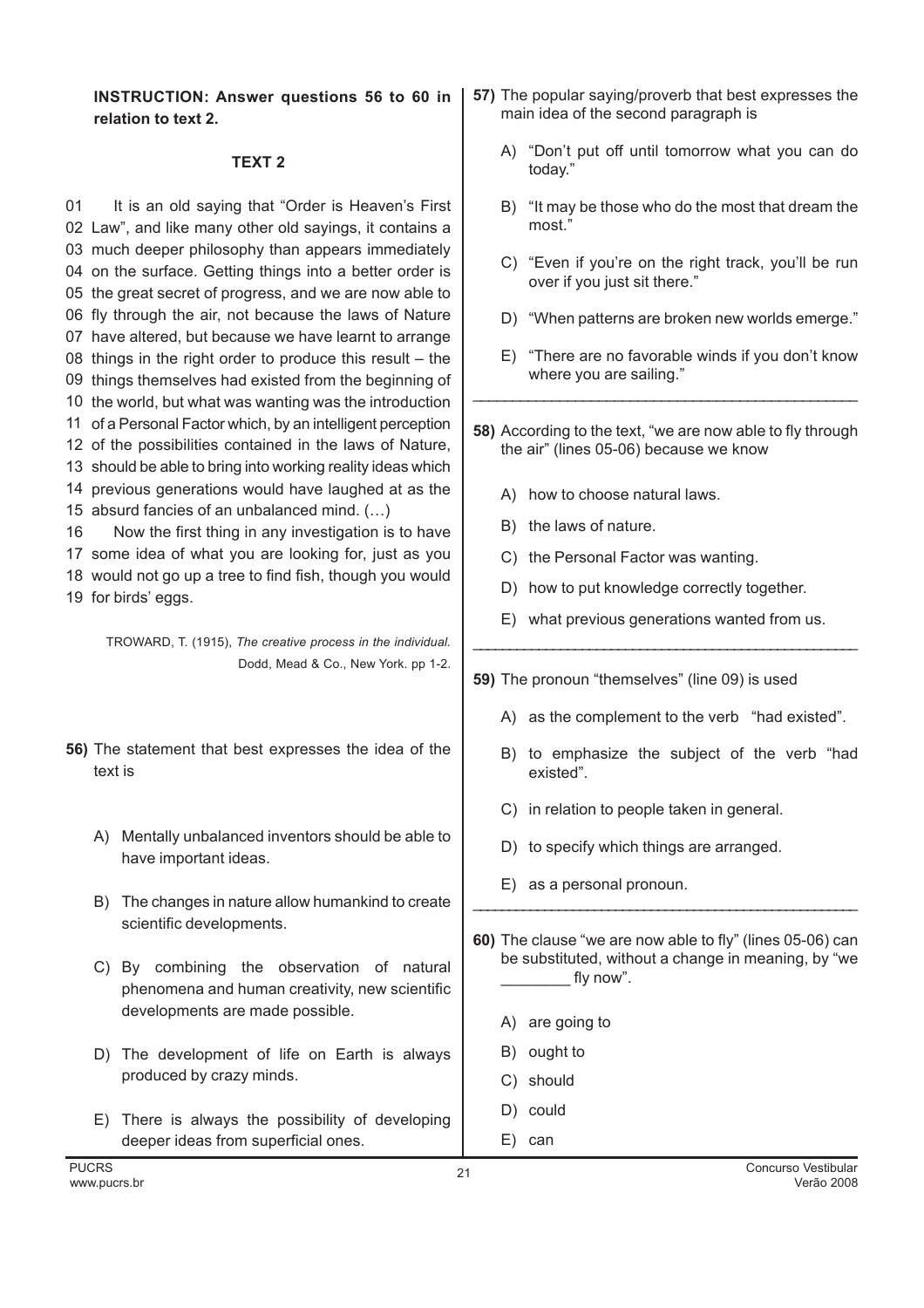**INSTRUCTION: Answer questions 56 to 60 in relation to text 2.**

**TEXT 2**

01 It is an old saying that "Order is Heaven's First
02 Law", and like many other old sayings, it contains a
03 much deeper philosophy than appears immediately
04 on the surface. Getting things into a better order is
05 the great secret of progress, and we are now able to
06 fly through the air, not because the laws of Nature
07 have altered, but because we have learnt to arrange
08 things in the right order to produce this result – the
09 things themselves had existed from the beginning of
10 the world, but what was wanting was the introduction
11 of a Personal Factor which, by an intelligent perception
12 of the possibilities contained in the laws of Nature,
13 should be able to bring into working reality ideas which
14 previous generations would have laughed at as the
15 absurd fancies of an unbalanced mind. (…)
16 Now the first thing in any investigation is to have
17 some idea of what you are looking for, just as you
18 would not go up a tree to find fish, though you would
19 for birds' eggs.

TROWARD, T. (1915), *The creative process in the individual.* Dodd, Mead & Co., New York. pp 1-2.

**56)** The statement that best expresses the idea of the text is

A) Mentally unbalanced inventors should be able to have important ideas.

B) The changes in nature allow humankind to create scientific developments.

C) By combining the observation of natural phenomena and human creativity, new scientific developments are made possible.

D) The development of life on Earth is always produced by crazy minds.

E) There is always the possibility of developing deeper ideas from superficial ones.

**57)** The popular saying/proverb that best expresses the main idea of the second paragraph is

A) "Don't put off until tomorrow what you can do today."

B) "It may be those who do the most that dream the most."

C) "Even if you're on the right track, you'll be run over if you just sit there."

D) "When patterns are broken new worlds emerge."

E) "There are no favorable winds if you don't know where you are sailing."

**58)** According to the text, "we are now able to fly through the air" (lines 05-06) because we know

A) how to choose natural laws.

B) the laws of nature.

C) the Personal Factor was wanting.

D) how to put knowledge correctly together.

E) what previous generations wanted from us.

**59)** The pronoun "themselves" (line 09) is used

A) as the complement to the verb "had existed".

B) to emphasize the subject of the verb "had existed".

C) in relation to people taken in general.

D) to specify which things are arranged.

E) as a personal pronoun.

**60)** The clause "we are now able to fly" (lines 05-06) can be substituted, without a change in meaning, by "we ________ fly now".

A) are going to

B) ought to

C) should

D) could

E) can